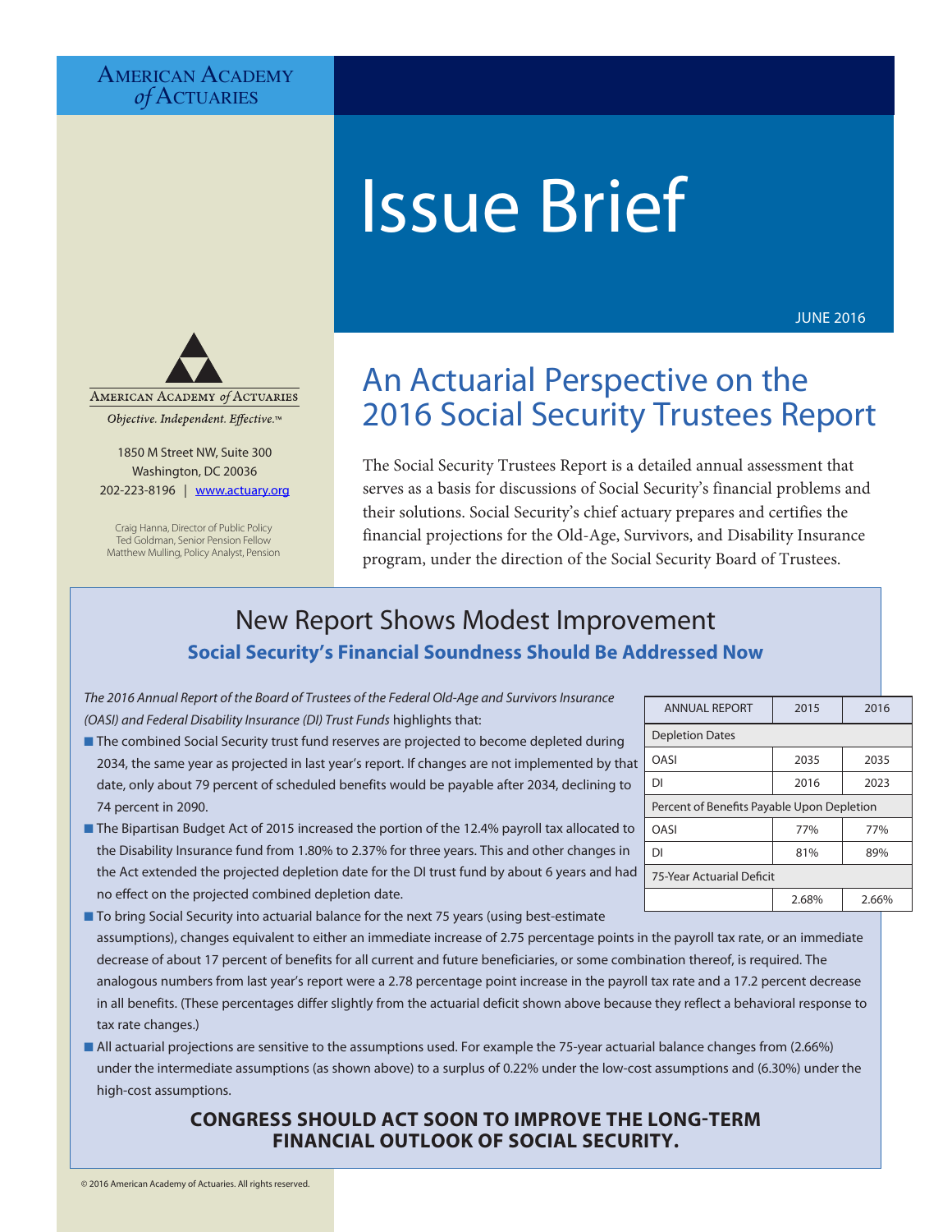American Academy of Actuaries

# Issue Brief

JUNE 2016

American Academy of Actuaries

*Objective. Independent. Effective.*™

1850 M Street NW, Suite 300
Washington, DC 20036
202-223-8196 | www.actuary.org

Craig Hanna, Director of Public Policy
Ted Goldman, Senior Pension Fellow
Matthew Mulling, Policy Analyst, Pension

## An Actuarial Perspective on the 2016 Social Security Trustees Report

The Social Security Trustees Report is a detailed annual assessment that serves as a basis for discussions of Social Security's financial problems and their solutions. Social Security's chief actuary prepares and certifies the financial projections for the Old-Age, Survivors, and Disability Insurance program, under the direction of the Social Security Board of Trustees.

### New Report Shows Modest Improvement

**Social Security's Financial Soundness Should Be Addressed Now**

*The 2016 Annual Report of the Board of Trustees of the Federal Old-Age and Survivors Insurance (OASI) and Federal Disability Insurance (DI) Trust Funds* highlights that:

| ANNUAL REPORT | 2015 | 2016 |
|---|---|---|
| Depletion Dates | | |
| OASI | 2035 | 2035 |
| DI | 2016 | 2023 |
| Percent of Benefits Payable Upon Depletion | | |
| OASI | 77% | 77% |
| DI | 81% | 89% |
| 75-Year Actuarial Deficit | | |
| | 2.68% | 2.66% |

- The combined Social Security trust fund reserves are projected to become depleted during 2034, the same year as projected in last year's report. If changes are not implemented by that date, only about 79 percent of scheduled benefits would be payable after 2034, declining to 74 percent in 2090.
- The Bipartisan Budget Act of 2015 increased the portion of the 12.4% payroll tax allocated to the Disability Insurance fund from 1.80% to 2.37% for three years. This and other changes in the Act extended the projected depletion date for the DI trust fund by about 6 years and had no effect on the projected combined depletion date.
- To bring Social Security into actuarial balance for the next 75 years (using best-estimate assumptions), changes equivalent to either an immediate increase of 2.75 percentage points in the payroll tax rate, or an immediate decrease of about 17 percent of benefits for all current and future beneficiaries, or some combination thereof, is required. The analogous numbers from last year's report were a 2.78 percentage point increase in the payroll tax rate and a 17.2 percent decrease in all benefits. (These percentages differ slightly from the actuarial deficit shown above because they reflect a behavioral response to tax rate changes.)
- All actuarial projections are sensitive to the assumptions used. For example the 75-year actuarial balance changes from (2.66%) under the intermediate assumptions (as shown above) to a surplus of 0.22% under the low-cost assumptions and (6.30%) under the high-cost assumptions.

**CONGRESS SHOULD ACT SOON TO IMPROVE THE LONG-TERM FINANCIAL OUTLOOK OF SOCIAL SECURITY.**

© 2016 American Academy of Actuaries. All rights reserved.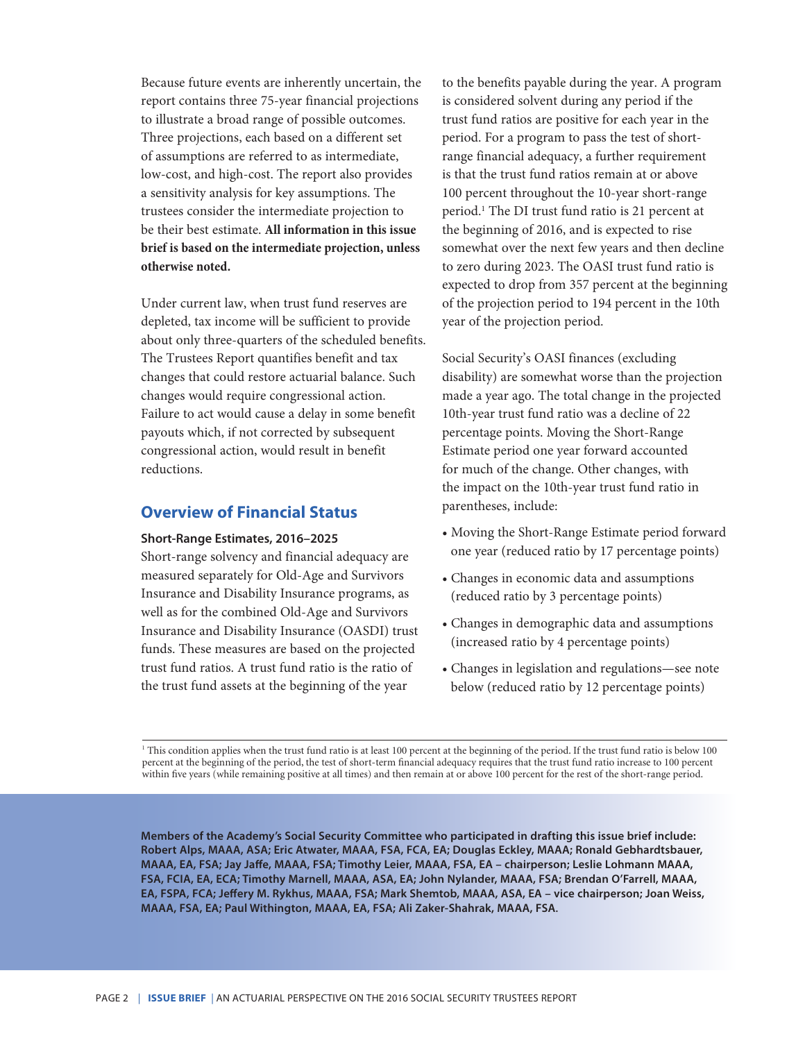Because future events are inherently uncertain, the report contains three 75-year financial projections to illustrate a broad range of possible outcomes. Three projections, each based on a different set of assumptions are referred to as intermediate, low-cost, and high-cost. The report also provides a sensitivity analysis for key assumptions. The trustees consider the intermediate projection to be their best estimate. **All information in this issue brief is based on the intermediate projection, unless otherwise noted.**

Under current law, when trust fund reserves are depleted, tax income will be sufficient to provide about only three-quarters of the scheduled benefits. The Trustees Report quantifies benefit and tax changes that could restore actuarial balance. Such changes would require congressional action. Failure to act would cause a delay in some benefit payouts which, if not corrected by subsequent congressional action, would result in benefit reductions.

## Overview of Financial Status

**Short-Range Estimates, 2016–2025**

Short-range solvency and financial adequacy are measured separately for Old-Age and Survivors Insurance and Disability Insurance programs, as well as for the combined Old-Age and Survivors Insurance and Disability Insurance (OASDI) trust funds. These measures are based on the projected trust fund ratios. A trust fund ratio is the ratio of the trust fund assets at the beginning of the year to the benefits payable during the year. A program is considered solvent during any period if the trust fund ratios are positive for each year in the period. For a program to pass the test of short-range financial adequacy, a further requirement is that the trust fund ratios remain at or above 100 percent throughout the 10-year short-range period.[1] The DI trust fund ratio is 21 percent at the beginning of 2016, and is expected to rise somewhat over the next few years and then decline to zero during 2023. The OASI trust fund ratio is expected to drop from 357 percent at the beginning of the projection period to 194 percent in the 10th year of the projection period.

Social Security's OASI finances (excluding disability) are somewhat worse than the projection made a year ago. The total change in the projected 10th-year trust fund ratio was a decline of 22 percentage points. Moving the Short-Range Estimate period one year forward accounted for much of the change. Other changes, with the impact on the 10th-year trust fund ratio in parentheses, include:

- Moving the Short-Range Estimate period forward one year (reduced ratio by 17 percentage points)
- Changes in economic data and assumptions (reduced ratio by 3 percentage points)
- Changes in demographic data and assumptions (increased ratio by 4 percentage points)
- Changes in legislation and regulations—see note below (reduced ratio by 12 percentage points)

[1] This condition applies when the trust fund ratio is at least 100 percent at the beginning of the period. If the trust fund ratio is below 100 percent at the beginning of the period, the test of short-term financial adequacy requires that the trust fund ratio increase to 100 percent within five years (while remaining positive at all times) and then remain at or above 100 percent for the rest of the short-range period.

**Members of the Academy's Social Security Committee who participated in drafting this issue brief include: Robert Alps, MAAA, ASA; Eric Atwater, MAAA, FSA, FCA, EA; Douglas Eckley, MAAA; Ronald Gebhardtsbauer, MAAA, EA, FSA; Jay Jaffe, MAAA, FSA; Timothy Leier, MAAA, FSA, EA – chairperson; Leslie Lohmann MAAA, FSA, FCIA, EA, ECA; Timothy Marnell, MAAA, ASA, EA; John Nylander, MAAA, FSA; Brendan O'Farrell, MAAA, EA, FSPA, FCA; Jeffery M. Rykhus, MAAA, FSA; Mark Shemtob, MAAA, ASA, EA – vice chairperson; Joan Weiss, MAAA, FSA, EA; Paul Withington, MAAA, EA, FSA; Ali Zaker-Shahrak, MAAA, FSA.**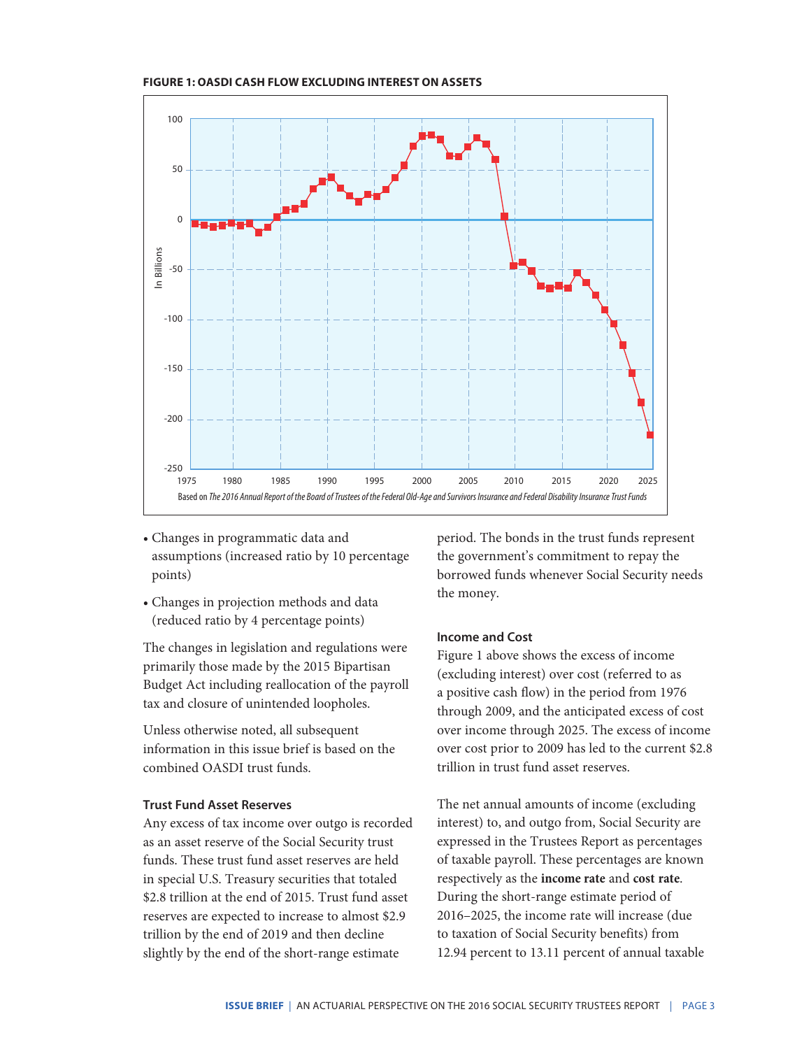**FIGURE 1: OASDI CASH FLOW EXCLUDING INTEREST ON ASSETS**

Based on *The 2016 Annual Report of the Board of Trustees of the Federal Old-Age and Survivors Insurance and Federal Disability Insurance Trust Funds*

- Changes in programmatic data and assumptions (increased ratio by 10 percentage points)
- Changes in projection methods and data (reduced ratio by 4 percentage points)

The changes in legislation and regulations were primarily those made by the 2015 Bipartisan Budget Act including reallocation of the payroll tax and closure of unintended loopholes.

Unless otherwise noted, all subsequent information in this issue brief is based on the combined OASDI trust funds.

### Trust Fund Asset Reserves

Any excess of tax income over outgo is recorded as an asset reserve of the Social Security trust funds. These trust fund asset reserves are held in special U.S. Treasury securities that totaled $2.8 trillion at the end of 2015. Trust fund asset reserves are expected to increase to almost $2.9 trillion by the end of 2019 and then decline slightly by the end of the short-range estimate period. The bonds in the trust funds represent the government's commitment to repay the borrowed funds whenever Social Security needs the money.

### Income and Cost

Figure 1 above shows the excess of income (excluding interest) over cost (referred to as a positive cash flow) in the period from 1976 through 2009, and the anticipated excess of cost over income through 2025. The excess of income over cost prior to 2009 has led to the current $2.8 trillion in trust fund asset reserves.

The net annual amounts of income (excluding interest) to, and outgo from, Social Security are expressed in the Trustees Report as percentages of taxable payroll. These percentages are known respectively as the **income rate** and **cost rate**. During the short-range estimate period of 2016–2025, the income rate will increase (due to taxation of Social Security benefits) from 12.94 percent to 13.11 percent of annual taxable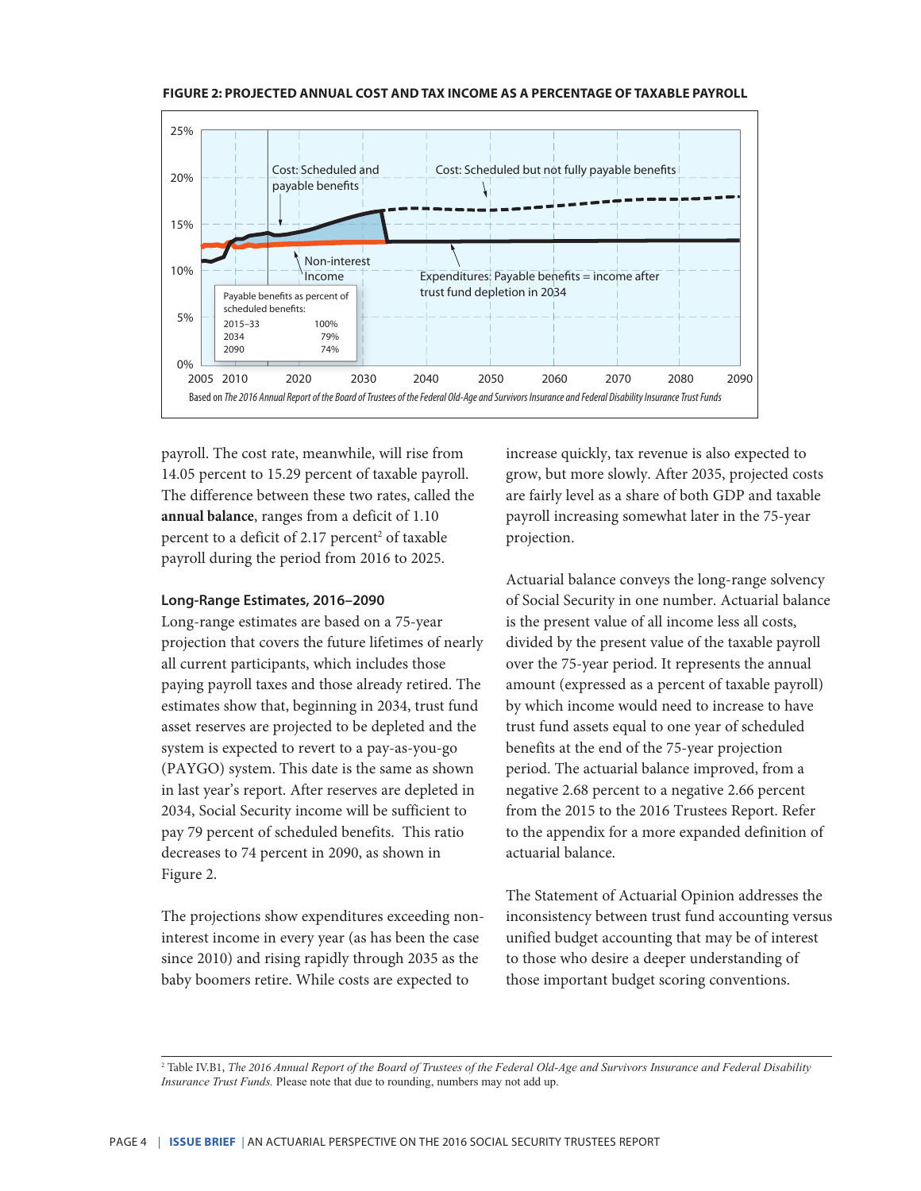**FIGURE 2: PROJECTED ANNUAL COST AND TAX INCOME AS A PERCENTAGE OF TAXABLE PAYROLL**

Based on *The 2016 Annual Report of the Board of Trustees of the Federal Old-Age and Survivors Insurance and Federal Disability Insurance Trust Funds*

payroll. The cost rate, meanwhile, will rise from 14.05 percent to 15.29 percent of taxable payroll. The difference between these two rates, called the **annual balance**, ranges from a deficit of 1.10 percent to a deficit of 2.17 percent[2] of taxable payroll during the period from 2016 to 2025.

### Long-Range Estimates, 2016–2090

Long-range estimates are based on a 75-year projection that covers the future lifetimes of nearly all current participants, which includes those paying payroll taxes and those already retired. The estimates show that, beginning in 2034, trust fund asset reserves are projected to be depleted and the system is expected to revert to a pay-as-you-go (PAYGO) system. This date is the same as shown in last year's report. After reserves are depleted in 2034, Social Security income will be sufficient to pay 79 percent of scheduled benefits. This ratio decreases to 74 percent in 2090, as shown in Figure 2.

The projections show expenditures exceeding non-interest income in every year (as has been the case since 2010) and rising rapidly through 2035 as the baby boomers retire. While costs are expected to increase quickly, tax revenue is also expected to grow, but more slowly. After 2035, projected costs are fairly level as a share of both GDP and taxable payroll increasing somewhat later in the 75-year projection.

Actuarial balance conveys the long-range solvency of Social Security in one number. Actuarial balance is the present value of all income less all costs, divided by the present value of the taxable payroll over the 75-year period. It represents the annual amount (expressed as a percent of taxable payroll) by which income would need to increase to have trust fund assets equal to one year of scheduled benefits at the end of the 75-year projection period. The actuarial balance improved, from a negative 2.68 percent to a negative 2.66 percent from the 2015 to the 2016 Trustees Report. Refer to the appendix for a more expanded definition of actuarial balance.

The Statement of Actuarial Opinion addresses the inconsistency between trust fund accounting versus unified budget accounting that may be of interest to those who desire a deeper understanding of those important budget scoring conventions.

[2] Table IV.B1, *The 2016 Annual Report of the Board of Trustees of the Federal Old-Age and Survivors Insurance and Federal Disability Insurance Trust Funds.* Please note that due to rounding, numbers may not add up.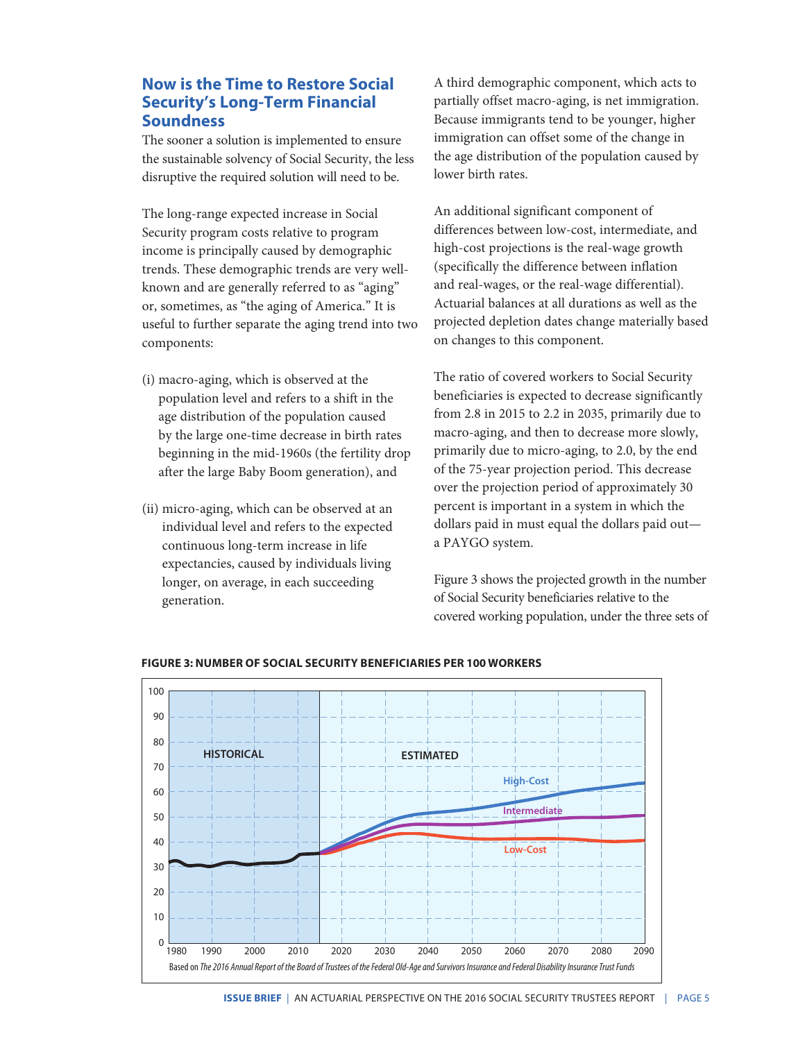## Now is the Time to Restore Social Security's Long-Term Financial Soundness

The sooner a solution is implemented to ensure the sustainable solvency of Social Security, the less disruptive the required solution will need to be.

The long-range expected increase in Social Security program costs relative to program income is principally caused by demographic trends. These demographic trends are very well-known and are generally referred to as "aging" or, sometimes, as "the aging of America." It is useful to further separate the aging trend into two components:

(i) macro-aging, which is observed at the population level and refers to a shift in the age distribution of the population caused by the large one-time decrease in birth rates beginning in the mid-1960s (the fertility drop after the large Baby Boom generation), and

(ii) micro-aging, which can be observed at an individual level and refers to the expected continuous long-term increase in life expectancies, caused by individuals living longer, on average, in each succeeding generation.

A third demographic component, which acts to partially offset macro-aging, is net immigration. Because immigrants tend to be younger, higher immigration can offset some of the change in the age distribution of the population caused by lower birth rates.

An additional significant component of differences between low-cost, intermediate, and high-cost projections is the real-wage growth (specifically the difference between inflation and real-wages, or the real-wage differential). Actuarial balances at all durations as well as the projected depletion dates change materially based on changes to this component.

The ratio of covered workers to Social Security beneficiaries is expected to decrease significantly from 2.8 in 2015 to 2.2 in 2035, primarily due to macro-aging, and then to decrease more slowly, primarily due to micro-aging, to 2.0, by the end of the 75-year projection period. This decrease over the projection period of approximately 30 percent is important in a system in which the dollars paid in must equal the dollars paid out—a PAYGO system.

Figure 3 shows the projected growth in the number of Social Security beneficiaries relative to the covered working population, under the three sets of

**FIGURE 3: NUMBER OF SOCIAL SECURITY BENEFICIARIES PER 100 WORKERS**

Based on *The 2016 Annual Report of the Board of Trustees of the Federal Old-Age and Survivors Insurance and Federal Disability Insurance Trust Funds*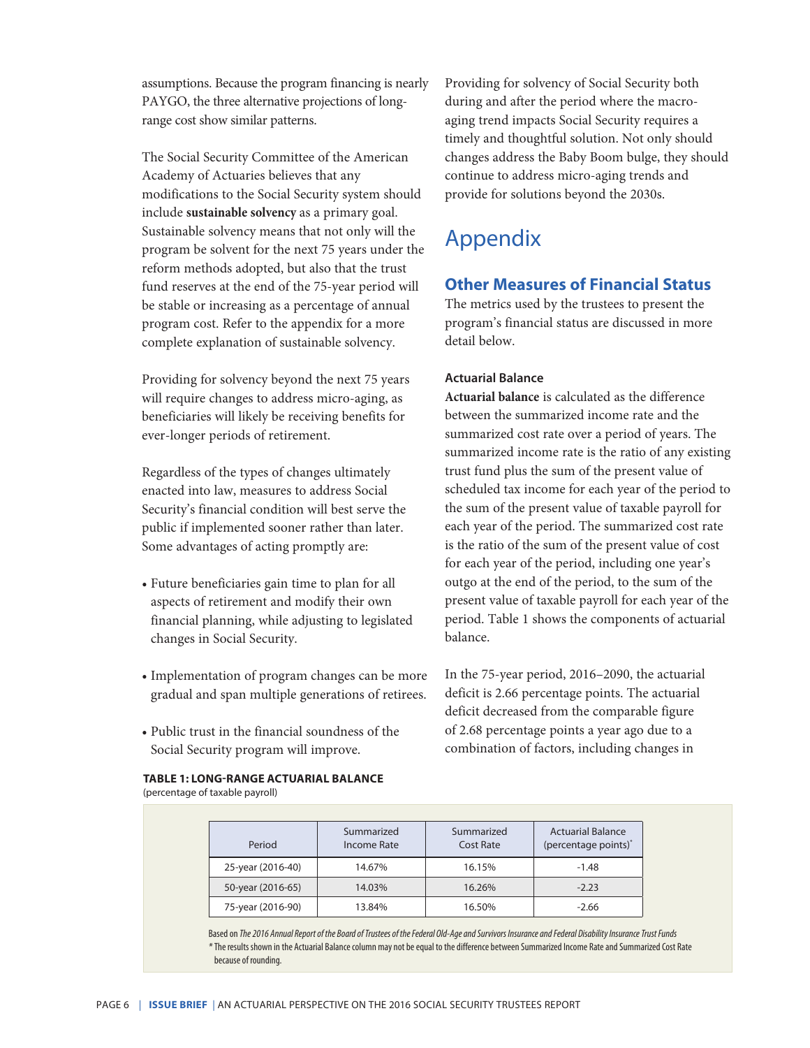assumptions. Because the program financing is nearly PAYGO, the three alternative projections of long-range cost show similar patterns.

The Social Security Committee of the American Academy of Actuaries believes that any modifications to the Social Security system should include **sustainable solvency** as a primary goal. Sustainable solvency means that not only will the program be solvent for the next 75 years under the reform methods adopted, but also that the trust fund reserves at the end of the 75-year period will be stable or increasing as a percentage of annual program cost. Refer to the appendix for a more complete explanation of sustainable solvency.

Providing for solvency beyond the next 75 years will require changes to address micro-aging, as beneficiaries will likely be receiving benefits for ever-longer periods of retirement.

Regardless of the types of changes ultimately enacted into law, measures to address Social Security's financial condition will best serve the public if implemented sooner rather than later. Some advantages of acting promptly are:

- Future beneficiaries gain time to plan for all aspects of retirement and modify their own financial planning, while adjusting to legislated changes in Social Security.
- Implementation of program changes can be more gradual and span multiple generations of retirees.
- Public trust in the financial soundness of the Social Security program will improve.

Providing for solvency of Social Security both during and after the period where the macro-aging trend impacts Social Security requires a timely and thoughtful solution. Not only should changes address the Baby Boom bulge, they should continue to address micro-aging trends and provide for solutions beyond the 2030s.

# Appendix

## Other Measures of Financial Status

The metrics used by the trustees to present the program's financial status are discussed in more detail below.

### Actuarial Balance

**Actuarial balance** is calculated as the difference between the summarized income rate and the summarized cost rate over a period of years. The summarized income rate is the ratio of any existing trust fund plus the sum of the present value of scheduled tax income for each year of the period to the sum of the present value of taxable payroll for each year of the period. The summarized cost rate is the ratio of the sum of the present value of cost for each year of the period, including one year's outgo at the end of the period, to the sum of the present value of taxable payroll for each year of the period. Table 1 shows the components of actuarial balance.

In the 75-year period, 2016–2090, the actuarial deficit is 2.66 percentage points. The actuarial deficit decreased from the comparable figure of 2.68 percentage points a year ago due to a combination of factors, including changes in

**TABLE 1: LONG-RANGE ACTUARIAL BALANCE**
(percentage of taxable payroll)

| Period | Summarized Income Rate | Summarized Cost Rate | Actuarial Balance (percentage points)* |
|---|---|---|---|
| 25-year (2016-40) | 14.67% | 16.15% | -1.48 |
| 50-year (2016-65) | 14.03% | 16.26% | -2.23 |
| 75-year (2016-90) | 13.84% | 16.50% | -2.66 |

Based on *The 2016 Annual Report of the Board of Trustees of the Federal Old-Age and Survivors Insurance and Federal Disability Insurance Trust Funds*

* The results shown in the Actuarial Balance column may not be equal to the difference between Summarized Income Rate and Summarized Cost Rate because of rounding.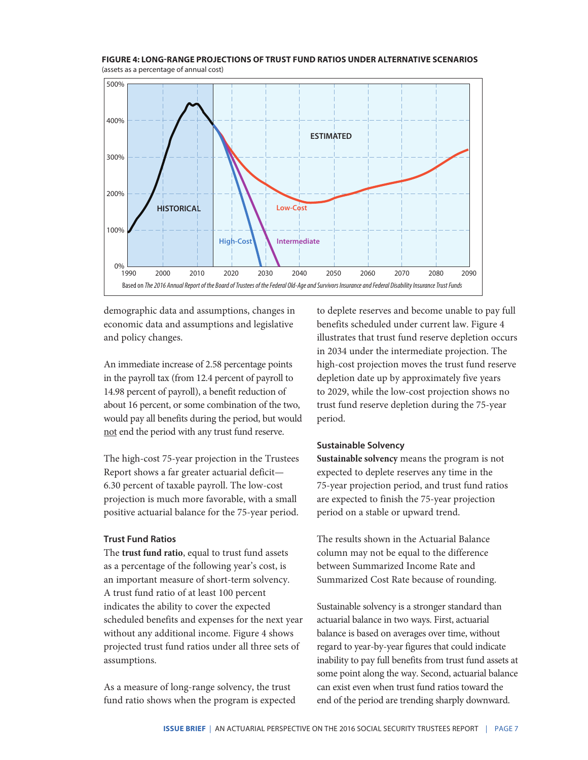**FIGURE 4: LONG-RANGE PROJECTIONS OF TRUST FUND RATIOS UNDER ALTERNATIVE SCENARIOS**
(assets as a percentage of annual cost)

Based on *The 2016 Annual Report of the Board of Trustees of the Federal Old-Age and Survivors Insurance and Federal Disability Insurance Trust Funds*

demographic data and assumptions, changes in economic data and assumptions and legislative and policy changes.

An immediate increase of 2.58 percentage points in the payroll tax (from 12.4 percent of payroll to 14.98 percent of payroll), a benefit reduction of about 16 percent, or some combination of the two, would pay all benefits during the period, but would not end the period with any trust fund reserve.

The high-cost 75-year projection in the Trustees Report shows a far greater actuarial deficit—6.30 percent of taxable payroll. The low-cost projection is much more favorable, with a small positive actuarial balance for the 75-year period.

### Trust Fund Ratios

The **trust fund ratio**, equal to trust fund assets as a percentage of the following year's cost, is an important measure of short-term solvency. A trust fund ratio of at least 100 percent indicates the ability to cover the expected scheduled benefits and expenses for the next year without any additional income. Figure 4 shows projected trust fund ratios under all three sets of assumptions.

As a measure of long-range solvency, the trust fund ratio shows when the program is expected to deplete reserves and become unable to pay full benefits scheduled under current law. Figure 4 illustrates that trust fund reserve depletion occurs in 2034 under the intermediate projection. The high-cost projection moves the trust fund reserve depletion date up by approximately five years to 2029, while the low-cost projection shows no trust fund reserve depletion during the 75-year period.

### Sustainable Solvency

**Sustainable solvency** means the program is not expected to deplete reserves any time in the 75-year projection period, and trust fund ratios are expected to finish the 75-year projection period on a stable or upward trend.

The results shown in the Actuarial Balance column may not be equal to the difference between Summarized Income Rate and Summarized Cost Rate because of rounding.

Sustainable solvency is a stronger standard than actuarial balance in two ways. First, actuarial balance is based on averages over time, without regard to year-by-year figures that could indicate inability to pay full benefits from trust fund assets at some point along the way. Second, actuarial balance can exist even when trust fund ratios toward the end of the period are trending sharply downward.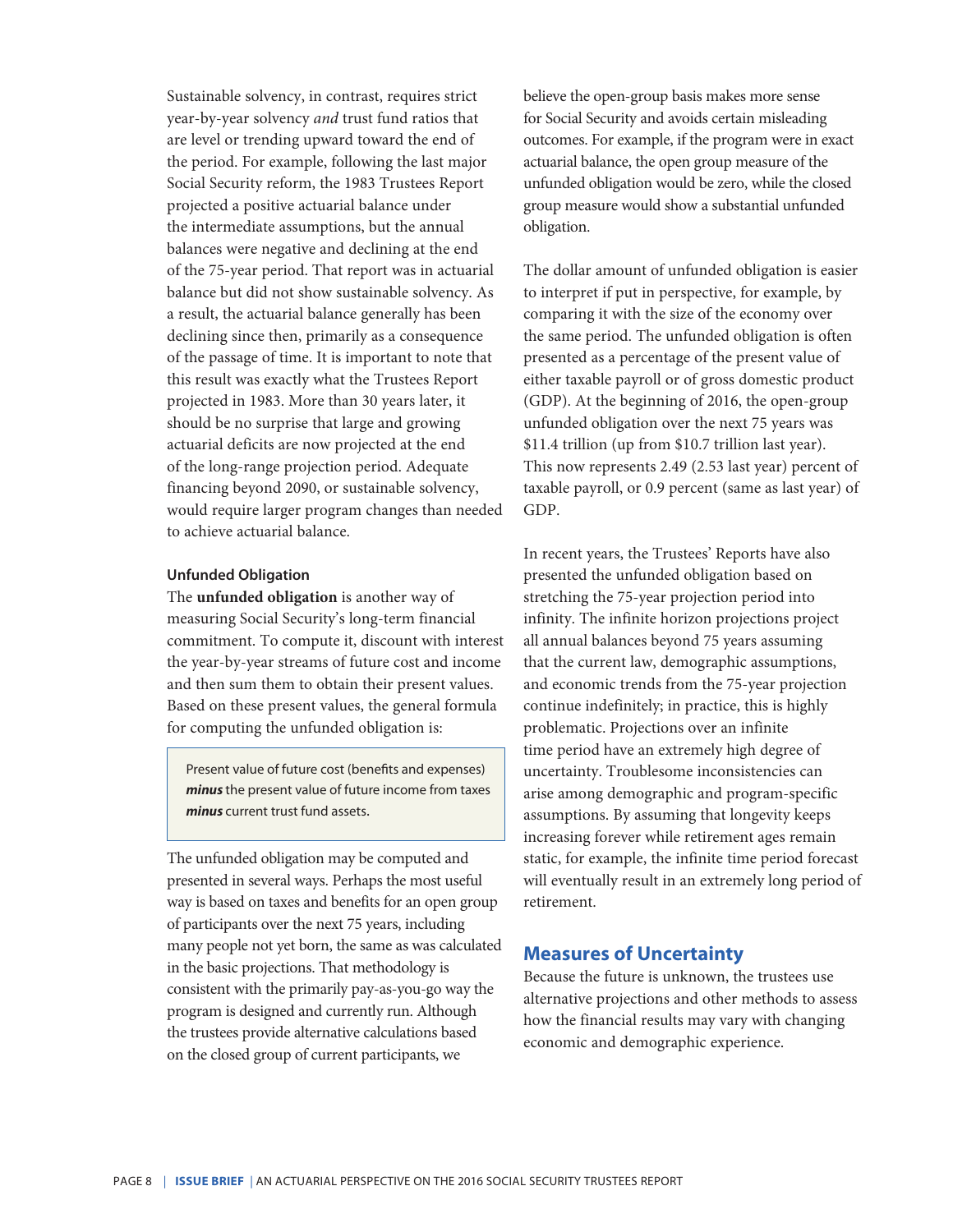Sustainable solvency, in contrast, requires strict year-by-year solvency *and* trust fund ratios that are level or trending upward toward the end of the period. For example, following the last major Social Security reform, the 1983 Trustees Report projected a positive actuarial balance under the intermediate assumptions, but the annual balances were negative and declining at the end of the 75-year period. That report was in actuarial balance but did not show sustainable solvency. As a result, the actuarial balance generally has been declining since then, primarily as a consequence of the passage of time. It is important to note that this result was exactly what the Trustees Report projected in 1983. More than 30 years later, it should be no surprise that large and growing actuarial deficits are now projected at the end of the long-range projection period. Adequate financing beyond 2090, or sustainable solvency, would require larger program changes than needed to achieve actuarial balance.

#### Unfunded Obligation

The **unfunded obligation** is another way of measuring Social Security's long-term financial commitment. To compute it, discount with interest the year-by-year streams of future cost and income and then sum them to obtain their present values. Based on these present values, the general formula for computing the unfunded obligation is:

> Present value of future cost (benefits and expenses) ***minus*** the present value of future income from taxes ***minus*** current trust fund assets.

The unfunded obligation may be computed and presented in several ways. Perhaps the most useful way is based on taxes and benefits for an open group of participants over the next 75 years, including many people not yet born, the same as was calculated in the basic projections. That methodology is consistent with the primarily pay-as-you-go way the program is designed and currently run. Although the trustees provide alternative calculations based on the closed group of current participants, we believe the open-group basis makes more sense for Social Security and avoids certain misleading outcomes. For example, if the program were in exact actuarial balance, the open group measure of the unfunded obligation would be zero, while the closed group measure would show a substantial unfunded obligation.

The dollar amount of unfunded obligation is easier to interpret if put in perspective, for example, by comparing it with the size of the economy over the same period. The unfunded obligation is often presented as a percentage of the present value of either taxable payroll or of gross domestic product (GDP). At the beginning of 2016, the open-group unfunded obligation over the next 75 years was $11.4 trillion (up from $10.7 trillion last year). This now represents 2.49 (2.53 last year) percent of taxable payroll, or 0.9 percent (same as last year) of GDP.

In recent years, the Trustees' Reports have also presented the unfunded obligation based on stretching the 75-year projection period into infinity. The infinite horizon projections project all annual balances beyond 75 years assuming that the current law, demographic assumptions, and economic trends from the 75-year projection continue indefinitely; in practice, this is highly problematic. Projections over an infinite time period have an extremely high degree of uncertainty. Troublesome inconsistencies can arise among demographic and program-specific assumptions. By assuming that longevity keeps increasing forever while retirement ages remain static, for example, the infinite time period forecast will eventually result in an extremely long period of retirement.

## Measures of Uncertainty

Because the future is unknown, the trustees use alternative projections and other methods to assess how the financial results may vary with changing economic and demographic experience.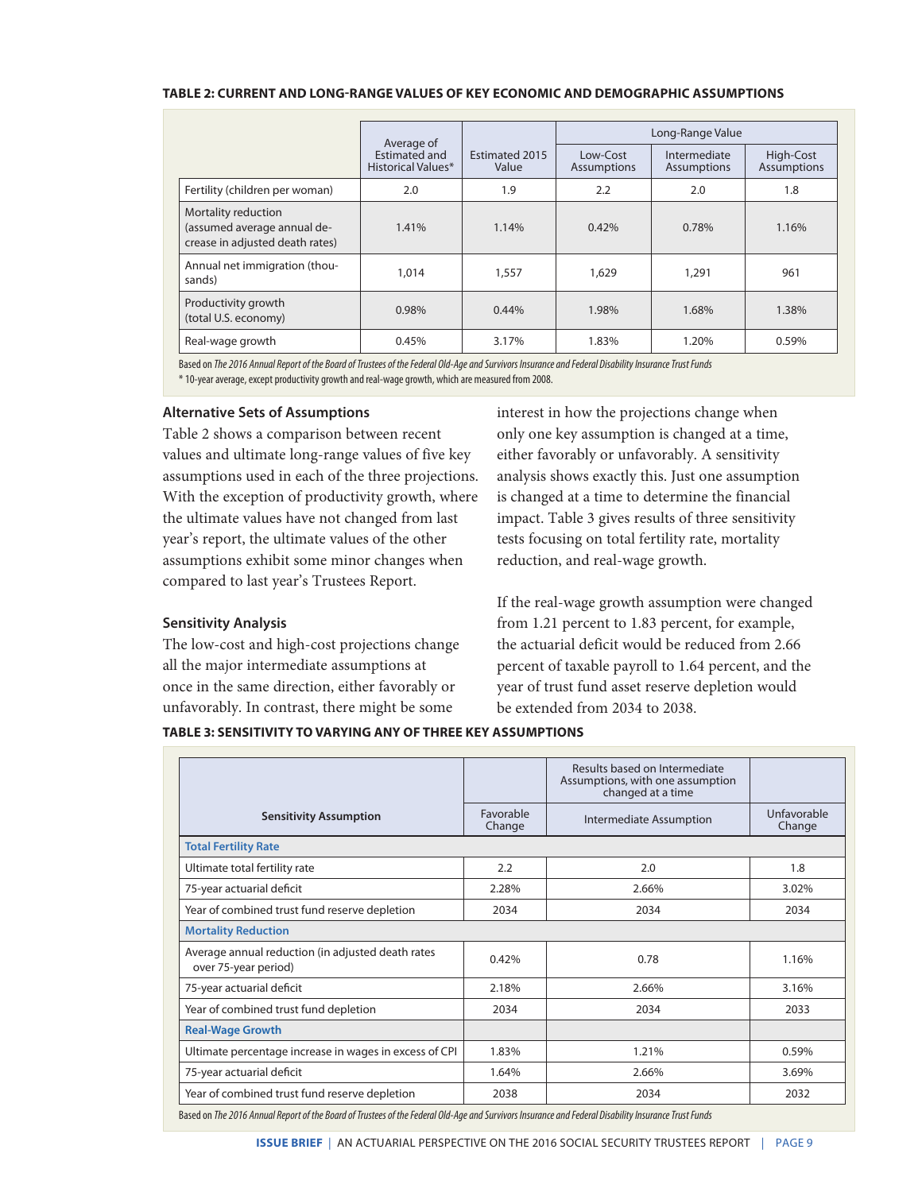**TABLE 2: CURRENT AND LONG-RANGE VALUES OF KEY ECONOMIC AND DEMOGRAPHIC ASSUMPTIONS**

| | Average of Estimated and Historical Values* | Estimated 2015 Value | Long-Range Value | | |
|---|---|---|---|---|---|
| | | | Low-Cost Assumptions | Intermediate Assumptions | High-Cost Assumptions |
| Fertility (children per woman) | 2.0 | 1.9 | 2.2 | 2.0 | 1.8 |
| Mortality reduction (assumed average annual decrease in adjusted death rates) | 1.41% | 1.14% | 0.42% | 0.78% | 1.16% |
| Annual net immigration (thousands) | 1,014 | 1,557 | 1,629 | 1,291 | 961 |
| Productivity growth (total U.S. economy) | 0.98% | 0.44% | 1.98% | 1.68% | 1.38% |
| Real-wage growth | 0.45% | 3.17% | 1.83% | 1.20% | 0.59% |

Based on *The 2016 Annual Report of the Board of Trustees of the Federal Old-Age and Survivors Insurance and Federal Disability Insurance Trust Funds*

\* 10-year average, except productivity growth and real-wage growth, which are measured from 2008.

### Alternative Sets of Assumptions

Table 2 shows a comparison between recent values and ultimate long-range values of five key assumptions used in each of the three projections. With the exception of productivity growth, where the ultimate values have not changed from last year's report, the ultimate values of the other assumptions exhibit some minor changes when compared to last year's Trustees Report.

### Sensitivity Analysis

The low-cost and high-cost projections change all the major intermediate assumptions at once in the same direction, either favorably or unfavorably. In contrast, there might be some interest in how the projections change when only one key assumption is changed at a time, either favorably or unfavorably. A sensitivity analysis shows exactly this. Just one assumption is changed at a time to determine the financial impact. Table 3 gives results of three sensitivity tests focusing on total fertility rate, mortality reduction, and real-wage growth.

If the real-wage growth assumption were changed from 1.21 percent to 1.83 percent, for example, the actuarial deficit would be reduced from 2.66 percent of taxable payroll to 1.64 percent, and the year of trust fund asset reserve depletion would be extended from 2034 to 2038.

**TABLE 3: SENSITIVITY TO VARYING ANY OF THREE KEY ASSUMPTIONS**

| | | Results based on Intermediate Assumptions, with one assumption changed at a time | |
|---|---|---|---|
| **Sensitivity Assumption** | Favorable Change | Intermediate Assumption | Unfavorable Change |
| **Total Fertility Rate** | | | |
| Ultimate total fertility rate | 2.2 | 2.0 | 1.8 |
| 75-year actuarial deficit | 2.28% | 2.66% | 3.02% |
| Year of combined trust fund reserve depletion | 2034 | 2034 | 2034 |
| **Mortality Reduction** | | | |
| Average annual reduction (in adjusted death rates over 75-year period) | 0.42% | 0.78 | 1.16% |
| 75-year actuarial deficit | 2.18% | 2.66% | 3.16% |
| Year of combined trust fund depletion | 2034 | 2034 | 2033 |
| **Real-Wage Growth** | | | |
| Ultimate percentage increase in wages in excess of CPI | 1.83% | 1.21% | 0.59% |
| 75-year actuarial deficit | 1.64% | 2.66% | 3.69% |
| Year of combined trust fund reserve depletion | 2038 | 2034 | 2032 |

Based on *The 2016 Annual Report of the Board of Trustees of the Federal Old-Age and Survivors Insurance and Federal Disability Insurance Trust Funds*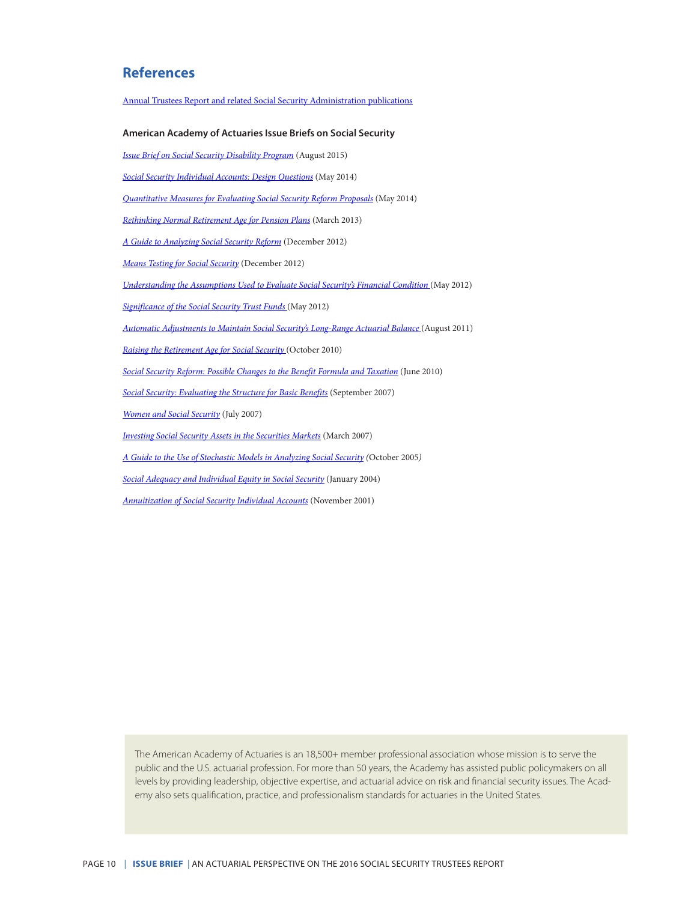## References

Annual Trustees Report and related Social Security Administration publications

### American Academy of Actuaries Issue Briefs on Social Security

*Issue Brief on Social Security Disability Program* (August 2015)

*Social Security Individual Accounts: Design Questions* (May 2014)

*Quantitative Measures for Evaluating Social Security Reform Proposals* (May 2014)

*Rethinking Normal Retirement Age for Pension Plans* (March 2013)

*A Guide to Analyzing Social Security Reform* (December 2012)

*Means Testing for Social Security* (December 2012)

*Understanding the Assumptions Used to Evaluate Social Security's Financial Condition* (May 2012)

*Significance of the Social Security Trust Funds* (May 2012)

*Automatic Adjustments to Maintain Social Security's Long-Range Actuarial Balance* (August 2011)

*Raising the Retirement Age for Social Security* (October 2010)

*Social Security Reform: Possible Changes to the Benefit Formula and Taxation* (June 2010)

*Social Security: Evaluating the Structure for Basic Benefits* (September 2007)

*Women and Social Security* (July 2007)

*Investing Social Security Assets in the Securities Markets* (March 2007)

*A Guide to the Use of Stochastic Models in Analyzing Social Security* (October 2005)

*Social Adequacy and Individual Equity in Social Security* (January 2004)

*Annuitization of Social Security Individual Accounts* (November 2001)

The American Academy of Actuaries is an 18,500+ member professional association whose mission is to serve the public and the U.S. actuarial profession. For more than 50 years, the Academy has assisted public policymakers on all levels by providing leadership, objective expertise, and actuarial advice on risk and financial security issues. The Academy also sets qualification, practice, and professionalism standards for actuaries in the United States.